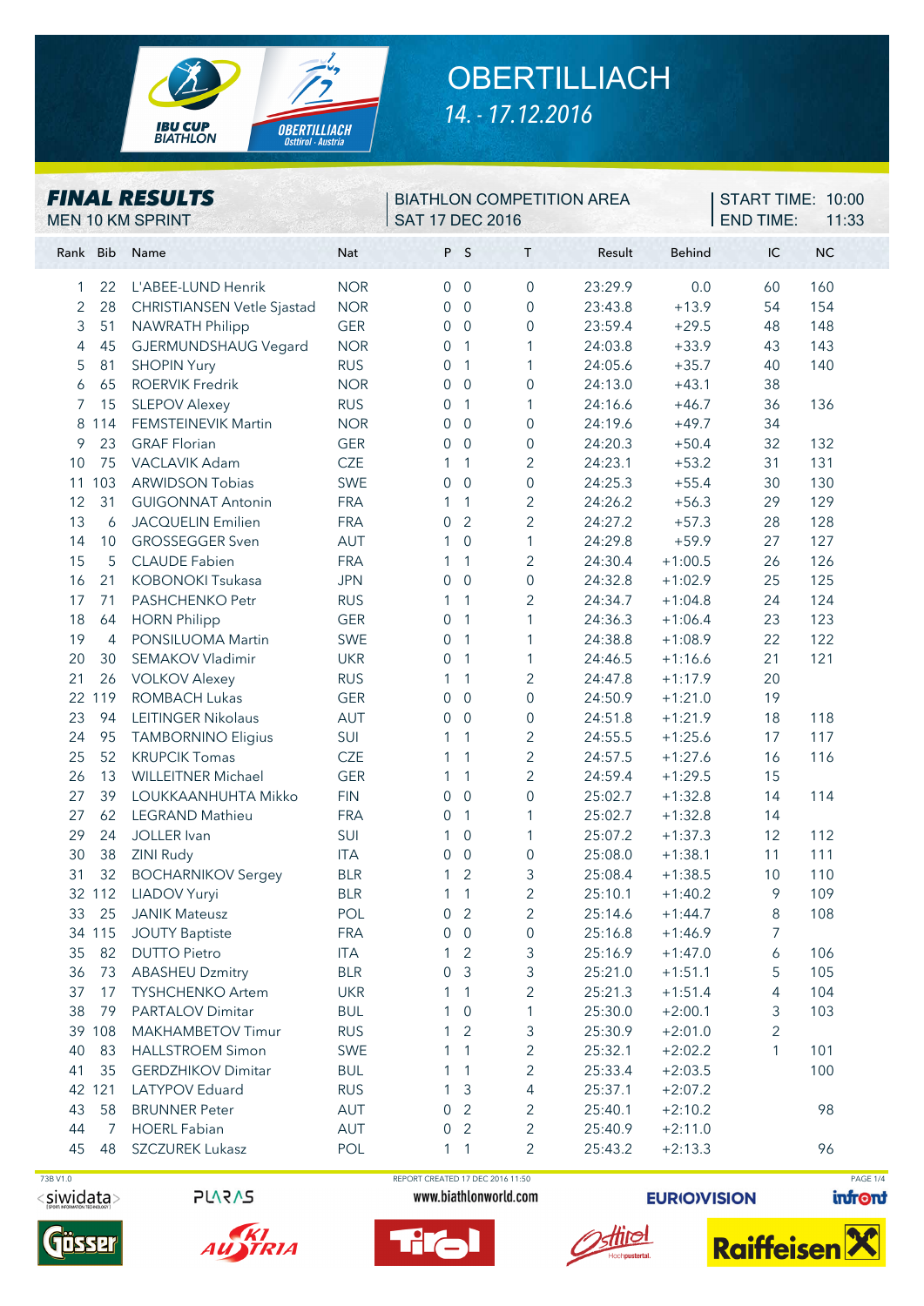# OBERTILLIACH

14. - 17.12.2016

## FINAL RESULTS

MEN 10 KM SPRINT

BIATHLON COMPETITION AREA
SAT 17 DEC 2016

START TIME: 10:00
END TIME: 11:33

| Rank | Bib | Name | Nat | P | S | T | Result | Behind | IC | NC |
|---|---|---|---|---|---|---|---|---|---|---|
| 1 | 22 | L'ABEE-LUND Henrik | NOR | 0 | 0 | 0 | 23:29.9 | 0.0 | 60 | 160 |
| 2 | 28 | CHRISTIANSEN Vetle Sjastad | NOR | 0 | 0 | 0 | 23:43.8 | +13.9 | 54 | 154 |
| 3 | 51 | NAWRATH Philipp | GER | 0 | 0 | 0 | 23:59.4 | +29.5 | 48 | 148 |
| 4 | 45 | GJERMUNDSHAUG Vegard | NOR | 0 | 1 | 1 | 24:03.8 | +33.9 | 43 | 143 |
| 5 | 81 | SHOPIN Yury | RUS | 0 | 1 | 1 | 24:05.6 | +35.7 | 40 | 140 |
| 6 | 65 | ROERVIK Fredrik | NOR | 0 | 0 | 0 | 24:13.0 | +43.1 | 38 | |
| 7 | 15 | SLEPOV Alexey | RUS | 0 | 1 | 1 | 24:16.6 | +46.7 | 36 | 136 |
| 8 | 114 | FEMSTEINEVIK Martin | NOR | 0 | 0 | 0 | 24:19.6 | +49.7 | 34 | |
| 9 | 23 | GRAF Florian | GER | 0 | 0 | 0 | 24:20.3 | +50.4 | 32 | 132 |
| 10 | 75 | VACLAVIK Adam | CZE | 1 | 1 | 2 | 24:23.1 | +53.2 | 31 | 131 |
| 11 | 103 | ARWIDSON Tobias | SWE | 0 | 0 | 0 | 24:25.3 | +55.4 | 30 | 130 |
| 12 | 31 | GUIGONNAT Antonin | FRA | 1 | 1 | 2 | 24:26.2 | +56.3 | 29 | 129 |
| 13 | 6 | JACQUELIN Emilien | FRA | 0 | 2 | 2 | 24:27.2 | +57.3 | 28 | 128 |
| 14 | 10 | GROSSEGGER Sven | AUT | 1 | 0 | 1 | 24:29.8 | +59.9 | 27 | 127 |
| 15 | 5 | CLAUDE Fabien | FRA | 1 | 1 | 2 | 24:30.4 | +1:00.5 | 26 | 126 |
| 16 | 21 | KOBONOKI Tsukasa | JPN | 0 | 0 | 0 | 24:32.8 | +1:02.9 | 25 | 125 |
| 17 | 71 | PASHCHENKO Petr | RUS | 1 | 1 | 2 | 24:34.7 | +1:04.8 | 24 | 124 |
| 18 | 64 | HORN Philipp | GER | 0 | 1 | 1 | 24:36.3 | +1:06.4 | 23 | 123 |
| 19 | 4 | PONSILUOMA Martin | SWE | 0 | 1 | 1 | 24:38.8 | +1:08.9 | 22 | 122 |
| 20 | 30 | SEMAKOV Vladimir | UKR | 0 | 1 | 1 | 24:46.5 | +1:16.6 | 21 | 121 |
| 21 | 26 | VOLKOV Alexey | RUS | 1 | 1 | 2 | 24:47.8 | +1:17.9 | 20 | |
| 22 | 119 | ROMBACH Lukas | GER | 0 | 0 | 0 | 24:50.9 | +1:21.0 | 19 | |
| 23 | 94 | LEITINGER Nikolaus | AUT | 0 | 0 | 0 | 24:51.8 | +1:21.9 | 18 | 118 |
| 24 | 95 | TAMBORNINO Eligius | SUI | 1 | 1 | 2 | 24:55.5 | +1:25.6 | 17 | 117 |
| 25 | 52 | KRUPCIK Tomas | CZE | 1 | 1 | 2 | 24:57.5 | +1:27.6 | 16 | 116 |
| 26 | 13 | WILLEITNER Michael | GER | 1 | 1 | 2 | 24:59.4 | +1:29.5 | 15 | |
| 27 | 39 | LOUKKAANHUHTA Mikko | FIN | 0 | 0 | 0 | 25:02.7 | +1:32.8 | 14 | 114 |
| 27 | 62 | LEGRAND Mathieu | FRA | 0 | 1 | 1 | 25:02.7 | +1:32.8 | 14 | |
| 29 | 24 | JOLLER Ivan | SUI | 1 | 0 | 1 | 25:07.2 | +1:37.3 | 12 | 112 |
| 30 | 38 | ZINI Rudy | ITA | 0 | 0 | 0 | 25:08.0 | +1:38.1 | 11 | 111 |
| 31 | 32 | BOCHARNIKOV Sergey | BLR | 1 | 2 | 3 | 25:08.4 | +1:38.5 | 10 | 110 |
| 32 | 112 | LIADOV Yuryi | BLR | 1 | 1 | 2 | 25:10.1 | +1:40.2 | 9 | 109 |
| 33 | 25 | JANIK Mateusz | POL | 0 | 2 | 2 | 25:14.6 | +1:44.7 | 8 | 108 |
| 34 | 115 | JOUTY Baptiste | FRA | 0 | 0 | 0 | 25:16.8 | +1:46.9 | 7 | |
| 35 | 82 | DUTTO Pietro | ITA | 1 | 2 | 3 | 25:16.9 | +1:47.0 | 6 | 106 |
| 36 | 73 | ABASHEU Dzmitry | BLR | 0 | 3 | 3 | 25:21.0 | +1:51.1 | 5 | 105 |
| 37 | 17 | TYSHCHENKO Artem | UKR | 1 | 1 | 2 | 25:21.3 | +1:51.4 | 4 | 104 |
| 38 | 79 | PARTALOV Dimitar | BUL | 1 | 0 | 1 | 25:30.0 | +2:00.1 | 3 | 103 |
| 39 | 108 | MAKHAMBETOV Timur | RUS | 1 | 2 | 3 | 25:30.9 | +2:01.0 | 2 | |
| 40 | 83 | HALLSTROEM Simon | SWE | 1 | 1 | 2 | 25:32.1 | +2:02.2 | 1 | 101 |
| 41 | 35 | GERDZHIKOV Dimitar | BUL | 1 | 1 | 2 | 25:33.4 | +2:03.5 | | 100 |
| 42 | 121 | LATYPOV Eduard | RUS | 1 | 3 | 4 | 25:37.1 | +2:07.2 | | |
| 43 | 58 | BRUNNER Peter | AUT | 0 | 2 | 2 | 25:40.1 | +2:10.2 | | 98 |
| 44 | 7 | HOERL Fabian | AUT | 0 | 2 | 2 | 25:40.9 | +2:11.0 | | |
| 45 | 48 | SZCZUREK Lukasz | POL | 1 | 1 | 2 | 25:43.2 | +2:13.3 | | 96 |

73B V1.0 REPORT CREATED 17 DEC 2016 11:50

www.biathlonworld.com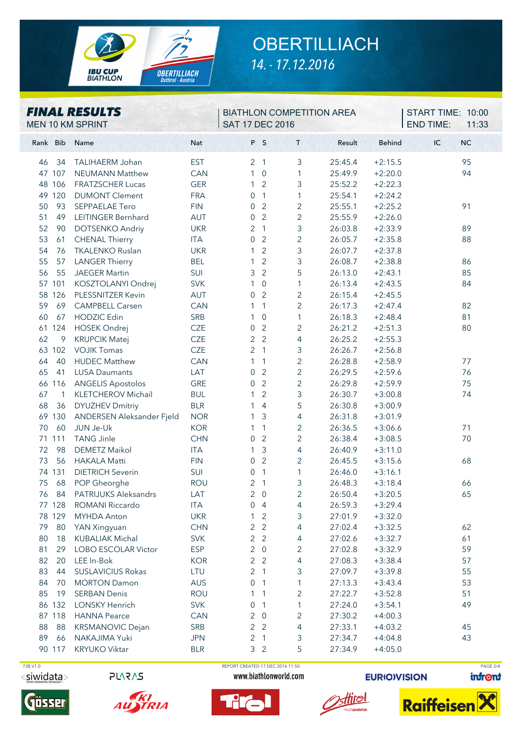# OBERTILLIACH

*14. - 17.12.2016*

## FINAL RESULTS

MEN 10 KM SPRINT

BIATHLON COMPETITION AREA
SAT 17 DEC 2016

START TIME: 10:00
END TIME: 11:33

| Rank | Bib | Name | Nat | P | S | T | Result | Behind | IC | NC |
|---|---|---|---|---|---|---|---|---|---|---|
| 46 | 34 | TALIHAERM Johan | EST | 2 | 1 | 3 | 25:45.4 | +2:15.5 | | 95 |
| 47 | 107 | NEUMANN Matthew | CAN | 1 | 0 | 1 | 25:49.9 | +2:20.0 | | 94 |
| 48 | 106 | FRATZSCHER Lucas | GER | 1 | 2 | 3 | 25:52.2 | +2:22.3 | | |
| 49 | 120 | DUMONT Clement | FRA | 0 | 1 | 1 | 25:54.1 | +2:24.2 | | |
| 50 | 93 | SEPPAELAE Tero | FIN | 0 | 2 | 2 | 25:55.1 | +2:25.2 | | 91 |
| 51 | 49 | LEITINGER Bernhard | AUT | 0 | 2 | 2 | 25:55.9 | +2:26.0 | | |
| 52 | 90 | DOTSENKO Andriy | UKR | 2 | 1 | 3 | 26:03.8 | +2:33.9 | | 89 |
| 53 | 61 | CHENAL Thierry | ITA | 0 | 2 | 2 | 26:05.7 | +2:35.8 | | 88 |
| 54 | 76 | TKALENKO Ruslan | UKR | 1 | 2 | 3 | 26:07.7 | +2:37.8 | | |
| 55 | 57 | LANGER Thierry | BEL | 1 | 2 | 3 | 26:08.7 | +2:38.8 | | 86 |
| 56 | 55 | JAEGER Martin | SUI | 3 | 2 | 5 | 26:13.0 | +2:43.1 | | 85 |
| 57 | 101 | KOSZTOLANYI Ondrej | SVK | 1 | 0 | 1 | 26:13.4 | +2:43.5 | | 84 |
| 58 | 126 | PLESSNITZER Kevin | AUT | 0 | 2 | 2 | 26:15.4 | +2:45.5 | | |
| 59 | 69 | CAMPBELL Carsen | CAN | 1 | 1 | 2 | 26:17.3 | +2:47.4 | | 82 |
| 60 | 67 | HODZIC Edin | SRB | 1 | 0 | 1 | 26:18.3 | +2:48.4 | | 81 |
| 61 | 124 | HOSEK Ondrej | CZE | 0 | 2 | 2 | 26:21.2 | +2:51.3 | | 80 |
| 62 | 9 | KRUPCIK Matej | CZE | 2 | 2 | 4 | 26:25.2 | +2:55.3 | | |
| 63 | 102 | VOJIK Tomas | CZE | 2 | 1 | 3 | 26:26.7 | +2:56.8 | | |
| 64 | 40 | HUDEC Matthew | CAN | 1 | 1 | 2 | 26:28.8 | +2:58.9 | | 77 |
| 65 | 41 | LUSA Daumants | LAT | 0 | 2 | 2 | 26:29.5 | +2:59.6 | | 76 |
| 66 | 116 | ANGELIS Apostolos | GRE | 0 | 2 | 2 | 26:29.8 | +2:59.9 | | 75 |
| 67 | 1 | KLETCHEROV Michail | BUL | 1 | 2 | 3 | 26:30.7 | +3:00.8 | | 74 |
| 68 | 36 | DYUZHEV Dmitriy | BLR | 1 | 4 | 5 | 26:30.8 | +3:00.9 | | |
| 69 | 130 | ANDERSEN Aleksander Fjeld | NOR | 1 | 3 | 4 | 26:31.8 | +3:01.9 | | |
| 70 | 60 | JUN Je-Uk | KOR | 1 | 1 | 2 | 26:36.5 | +3:06.6 | | 71 |
| 71 | 111 | TANG Jinle | CHN | 0 | 2 | 2 | 26:38.4 | +3:08.5 | | 70 |
| 72 | 98 | DEMETZ Maikol | ITA | 1 | 3 | 4 | 26:40.9 | +3:11.0 | | |
| 73 | 56 | HAKALA Matti | FIN | 0 | 2 | 2 | 26:45.5 | +3:15.6 | | 68 |
| 74 | 131 | DIETRICH Severin | SUI | 0 | 1 | 1 | 26:46.0 | +3:16.1 | | |
| 75 | 68 | POP Gheorghe | ROU | 2 | 1 | 3 | 26:48.3 | +3:18.4 | | 66 |
| 76 | 84 | PATRIJUKS Aleksandrs | LAT | 2 | 0 | 2 | 26:50.4 | +3:20.5 | | 65 |
| 77 | 128 | ROMANI Riccardo | ITA | 0 | 4 | 4 | 26:59.3 | +3:29.4 | | |
| 78 | 129 | MYHDA Anton | UKR | 1 | 2 | 3 | 27:01.9 | +3:32.0 | | |
| 79 | 80 | YAN Xingyuan | CHN | 2 | 2 | 4 | 27:02.4 | +3:32.5 | | 62 |
| 80 | 18 | KUBALIAK Michal | SVK | 2 | 2 | 4 | 27:02.6 | +3:32.7 | | 61 |
| 81 | 29 | LOBO ESCOLAR Victor | ESP | 2 | 0 | 2 | 27:02.8 | +3:32.9 | | 59 |
| 82 | 20 | LEE In-Bok | KOR | 2 | 2 | 4 | 27:08.3 | +3:38.4 | | 57 |
| 83 | 44 | SUSLAVICIUS Rokas | LTU | 2 | 1 | 3 | 27:09.7 | +3:39.8 | | 55 |
| 84 | 70 | MORTON Damon | AUS | 0 | 1 | 1 | 27:13.3 | +3:43.4 | | 53 |
| 85 | 19 | SERBAN Denis | ROU | 1 | 1 | 2 | 27:22.7 | +3:52.8 | | 51 |
| 86 | 132 | LONSKY Henrich | SVK | 0 | 1 | 1 | 27:24.0 | +3:54.1 | | 49 |
| 87 | 118 | HANNA Pearce | CAN | 2 | 0 | 2 | 27:30.2 | +4:00.3 | | |
| 88 | 88 | KRSMANOVIC Dejan | SRB | 2 | 2 | 4 | 27:33.1 | +4:03.2 | | 45 |
| 89 | 66 | NAKAJIMA Yuki | JPN | 2 | 1 | 3 | 27:34.7 | +4:04.8 | | 43 |
| 90 | 117 | KRYUKO Viktar | BLR | 3 | 2 | 5 | 27:34.9 | +4:05.0 | | |

73B V1.0 REPORT CREATED 17 DEC 2016 11:50

www.biathlonworld.com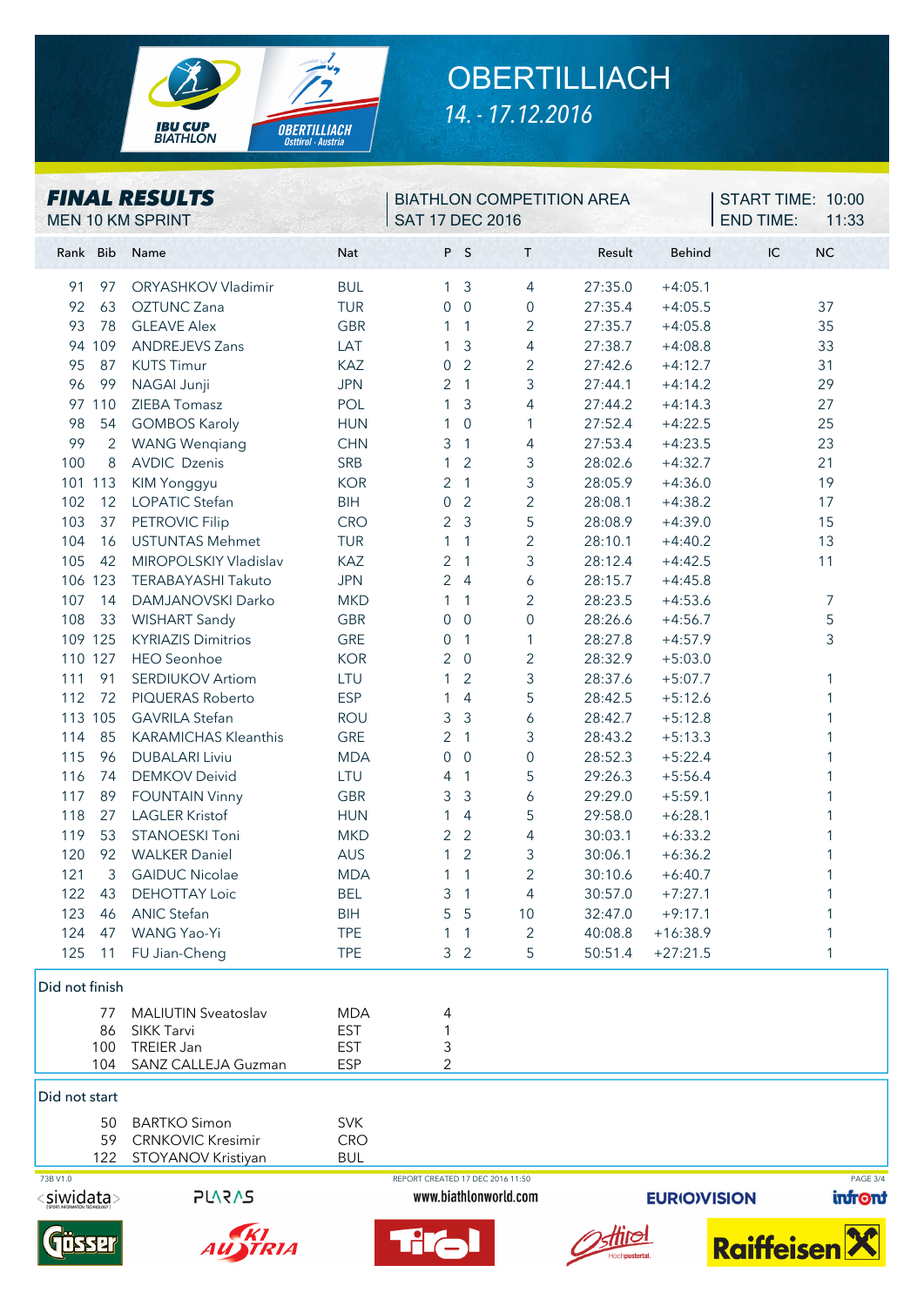# OBERTILLIACH

*14. - 17.12.2016*

## FINAL RESULTS

MEN 10 KM SPRINT

BIATHLON COMPETITION AREA
SAT 17 DEC 2016

START TIME: 10:00
END TIME: 11:33

| Rank | Bib | Name | Nat | P | S | T | Result | Behind | IC | NC |
|---|---|---|---|---|---|---|---|---|---|---|
| 91 | 97 | ORYASHKOV Vladimir | BUL | 1 | 3 | 4 | 27:35.0 | +4:05.1 | | |
| 92 | 63 | OZTUNC Zana | TUR | 0 | 0 | 0 | 27:35.4 | +4:05.5 | | 37 |
| 93 | 78 | GLEAVE Alex | GBR | 1 | 1 | 2 | 27:35.7 | +4:05.8 | | 35 |
| 94 | 109 | ANDREJEVS Zans | LAT | 1 | 3 | 4 | 27:38.7 | +4:08.8 | | 33 |
| 95 | 87 | KUTS Timur | KAZ | 0 | 2 | 2 | 27:42.6 | +4:12.7 | | 31 |
| 96 | 99 | NAGAI Junji | JPN | 2 | 1 | 3 | 27:44.1 | +4:14.2 | | 29 |
| 97 | 110 | ZIEBA Tomasz | POL | 1 | 3 | 4 | 27:44.2 | +4:14.3 | | 27 |
| 98 | 54 | GOMBOS Karoly | HUN | 1 | 0 | 1 | 27:52.4 | +4:22.5 | | 25 |
| 99 | 2 | WANG Wenqiang | CHN | 3 | 1 | 4 | 27:53.4 | +4:23.5 | | 23 |
| 100 | 8 | AVDIC Dzenis | SRB | 1 | 2 | 3 | 28:02.6 | +4:32.7 | | 21 |
| 101 | 113 | KIM Yonggyu | KOR | 2 | 1 | 3 | 28:05.9 | +4:36.0 | | 19 |
| 102 | 12 | LOPATIC Stefan | BIH | 0 | 2 | 2 | 28:08.1 | +4:38.2 | | 17 |
| 103 | 37 | PETROVIC Filip | CRO | 2 | 3 | 5 | 28:08.9 | +4:39.0 | | 15 |
| 104 | 16 | USTUNTAS Mehmet | TUR | 1 | 1 | 2 | 28:10.1 | +4:40.2 | | 13 |
| 105 | 42 | MIROPOLSKIY Vladislav | KAZ | 2 | 1 | 3 | 28:12.4 | +4:42.5 | | 11 |
| 106 | 123 | TERABAYASHI Takuto | JPN | 2 | 4 | 6 | 28:15.7 | +4:45.8 | | |
| 107 | 14 | DAMJANOVSKI Darko | MKD | 1 | 1 | 2 | 28:23.5 | +4:53.6 | | 7 |
| 108 | 33 | WISHART Sandy | GBR | 0 | 0 | 0 | 28:26.6 | +4:56.7 | | 5 |
| 109 | 125 | KYRIAZIS Dimitrios | GRE | 0 | 1 | 1 | 28:27.8 | +4:57.9 | | 3 |
| 110 | 127 | HEO Seonhoe | KOR | 2 | 0 | 2 | 28:32.9 | +5:03.0 | | |
| 111 | 91 | SERDIUKOV Artiom | LTU | 1 | 2 | 3 | 28:37.6 | +5:07.7 | | 1 |
| 112 | 72 | PIQUERAS Roberto | ESP | 1 | 4 | 5 | 28:42.5 | +5:12.6 | | 1 |
| 113 | 105 | GAVRILA Stefan | ROU | 3 | 3 | 6 | 28:42.7 | +5:12.8 | | 1 |
| 114 | 85 | KARAMICHAS Kleanthis | GRE | 2 | 1 | 3 | 28:43.2 | +5:13.3 | | 1 |
| 115 | 96 | DUBALARI Liviu | MDA | 0 | 0 | 0 | 28:52.3 | +5:22.4 | | 1 |
| 116 | 74 | DEMKOV Deivid | LTU | 4 | 1 | 5 | 29:26.3 | +5:56.4 | | 1 |
| 117 | 89 | FOUNTAIN Vinny | GBR | 3 | 3 | 6 | 29:29.0 | +5:59.1 | | 1 |
| 118 | 27 | LAGLER Kristof | HUN | 1 | 4 | 5 | 29:58.0 | +6:28.1 | | 1 |
| 119 | 53 | STANOESKI Toni | MKD | 2 | 2 | 4 | 30:03.1 | +6:33.2 | | 1 |
| 120 | 92 | WALKER Daniel | AUS | 1 | 2 | 3 | 30:06.1 | +6:36.2 | | 1 |
| 121 | 3 | GAIDUC Nicolae | MDA | 1 | 1 | 2 | 30:10.6 | +6:40.7 | | 1 |
| 122 | 43 | DEHOTTAY Loic | BEL | 3 | 1 | 4 | 30:57.0 | +7:27.1 | | 1 |
| 123 | 46 | ANIC Stefan | BIH | 5 | 5 | 10 | 32:47.0 | +9:17.1 | | 1 |
| 124 | 47 | WANG Yao-Yi | TPE | 1 | 1 | 2 | 40:08.8 | +16:38.9 | | 1 |
| 125 | 11 | FU Jian-Cheng | TPE | 3 | 2 | 5 | 50:51.4 | +27:21.5 | | 1 |

### Did not finish

| Bib | Name | Nat | P |
|---|---|---|---|
| 77 | MALIUTIN Sveatoslav | MDA | 4 |
| 86 | SIKK Tarvi | EST | 1 |
| 100 | TREIER Jan | EST | 3 |
| 104 | SANZ CALLEJA Guzman | ESP | 2 |

### Did not start

| Bib | Name | Nat |
|---|---|---|
| 50 | BARTKO Simon | SVK |
| 59 | CRNKOVIC Kresimir | CRO |
| 122 | STOYANOV Kristiyan | BUL |

73B V1.0 REPORT CREATED 17 DEC 2016 11:50

www.biathlonworld.com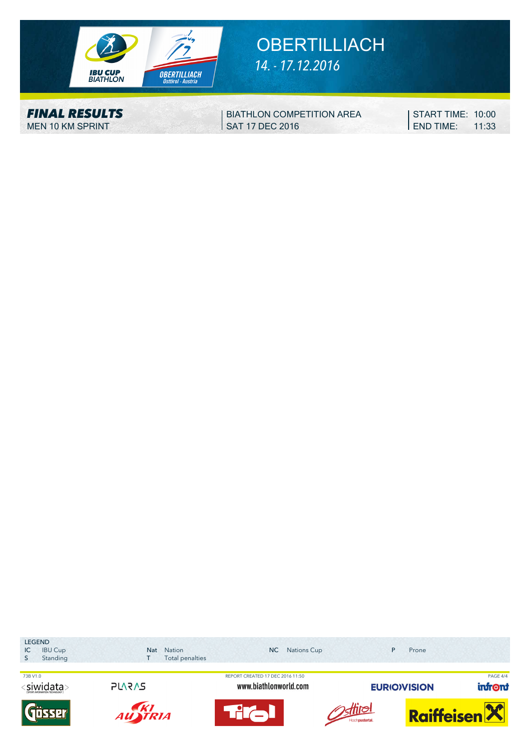# OBERTILLIACH

*14. - 17.12.2016*

**FINAL RESULTS**
MEN 10 KM SPRINT

BIATHLON COMPETITION AREA
SAT 17 DEC 2016

START TIME: 10:00
END TIME: 11:33

LEGEND

| | | | | | | | |
|---|---|---|---|---|---|---|---|
| IC | IBU Cup | Nat | Nation | NC | Nations Cup | P | Prone |
| S | Standing | T | Total penalties | | | | |

73B V1.0

REPORT CREATED 17 DEC 2016 11:50

www.biathlonworld.com